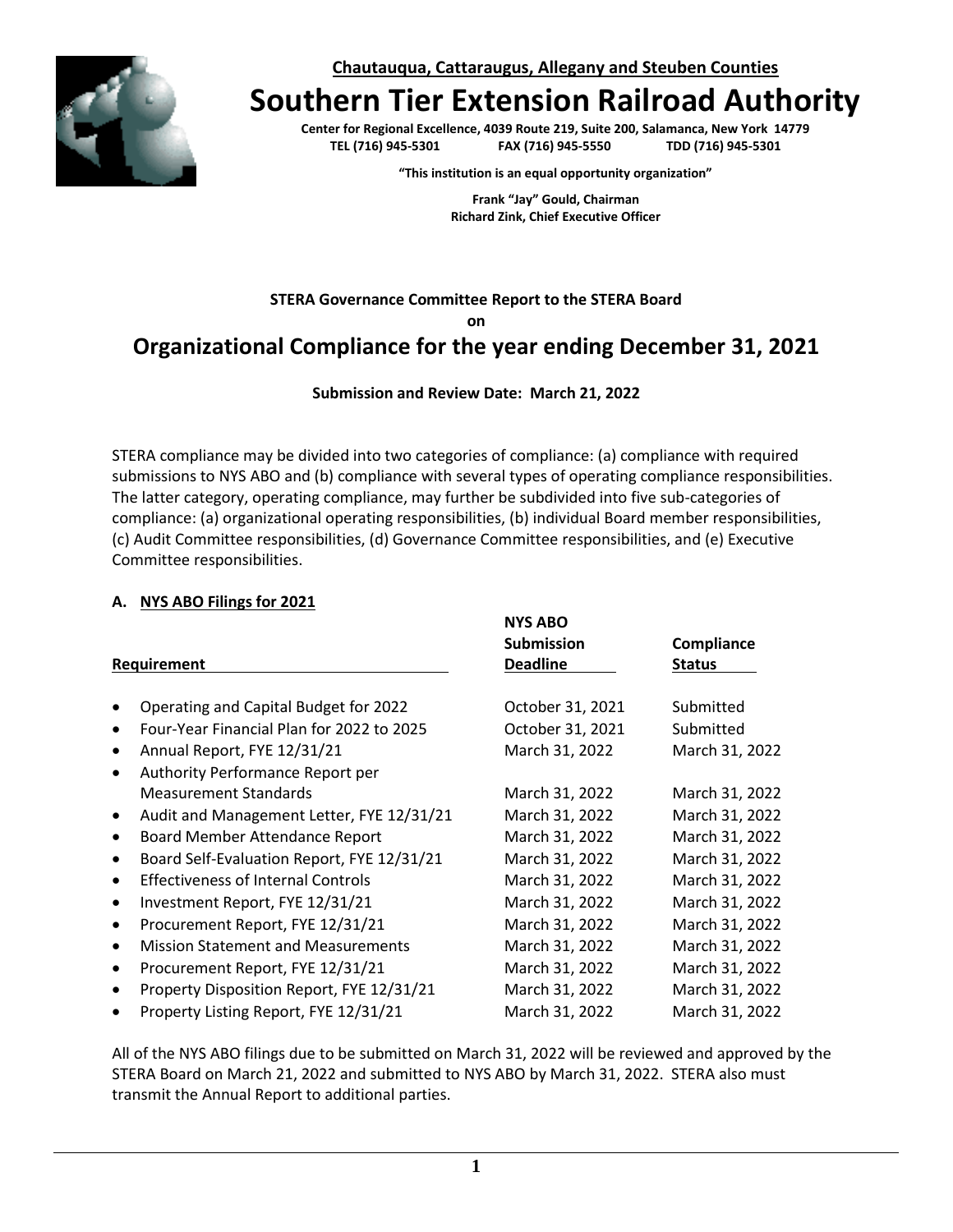**Chautauqua, Cattaraugus, Allegany and Steuben Counties**

# Southern Tier Extension Railroad Authority

**Center for Regional Excellence, 4039 Route 219, Suite 200, Salamanca, New York 14779**
**TEL (716) 945-5301 FAX (716) 945-5550 TDD (716) 945-5301**

**"This institution is an equal opportunity organization"**

**Frank "Jay" Gould, Chairman**
**Richard Zink, Chief Executive Officer**

**STERA Governance Committee Report to the STERA Board**
**on**

## Organizational Compliance for the year ending December 31, 2021

**Submission and Review Date: March 21, 2022**

STERA compliance may be divided into two categories of compliance: (a) compliance with required submissions to NYS ABO and (b) compliance with several types of operating compliance responsibilities. The latter category, operating compliance, may further be subdivided into five sub-categories of compliance: (a) organizational operating responsibilities, (b) individual Board member responsibilities, (c) Audit Committee responsibilities, (d) Governance Committee responsibilities, and (e) Executive Committee responsibilities.

### A. NYS ABO Filings for 2021

| Requirement | NYS ABO Submission Deadline | Compliance Status |
|---|---|---|
| • Operating and Capital Budget for 2022 | October 31, 2021 | Submitted |
| • Four-Year Financial Plan for 2022 to 2025 | October 31, 2021 | Submitted |
| • Annual Report, FYE 12/31/21 | March 31, 2022 | March 31, 2022 |
| • Authority Performance Report per Measurement Standards | March 31, 2022 | March 31, 2022 |
| • Audit and Management Letter, FYE 12/31/21 | March 31, 2022 | March 31, 2022 |
| • Board Member Attendance Report | March 31, 2022 | March 31, 2022 |
| • Board Self-Evaluation Report, FYE 12/31/21 | March 31, 2022 | March 31, 2022 |
| • Effectiveness of Internal Controls | March 31, 2022 | March 31, 2022 |
| • Investment Report, FYE 12/31/21 | March 31, 2022 | March 31, 2022 |
| • Procurement Report, FYE 12/31/21 | March 31, 2022 | March 31, 2022 |
| • Mission Statement and Measurements | March 31, 2022 | March 31, 2022 |
| • Procurement Report, FYE 12/31/21 | March 31, 2022 | March 31, 2022 |
| • Property Disposition Report, FYE 12/31/21 | March 31, 2022 | March 31, 2022 |
| • Property Listing Report, FYE 12/31/21 | March 31, 2022 | March 31, 2022 |

All of the NYS ABO filings due to be submitted on March 31, 2022 will be reviewed and approved by the STERA Board on March 21, 2022 and submitted to NYS ABO by March 31, 2022. STERA also must transmit the Annual Report to additional parties.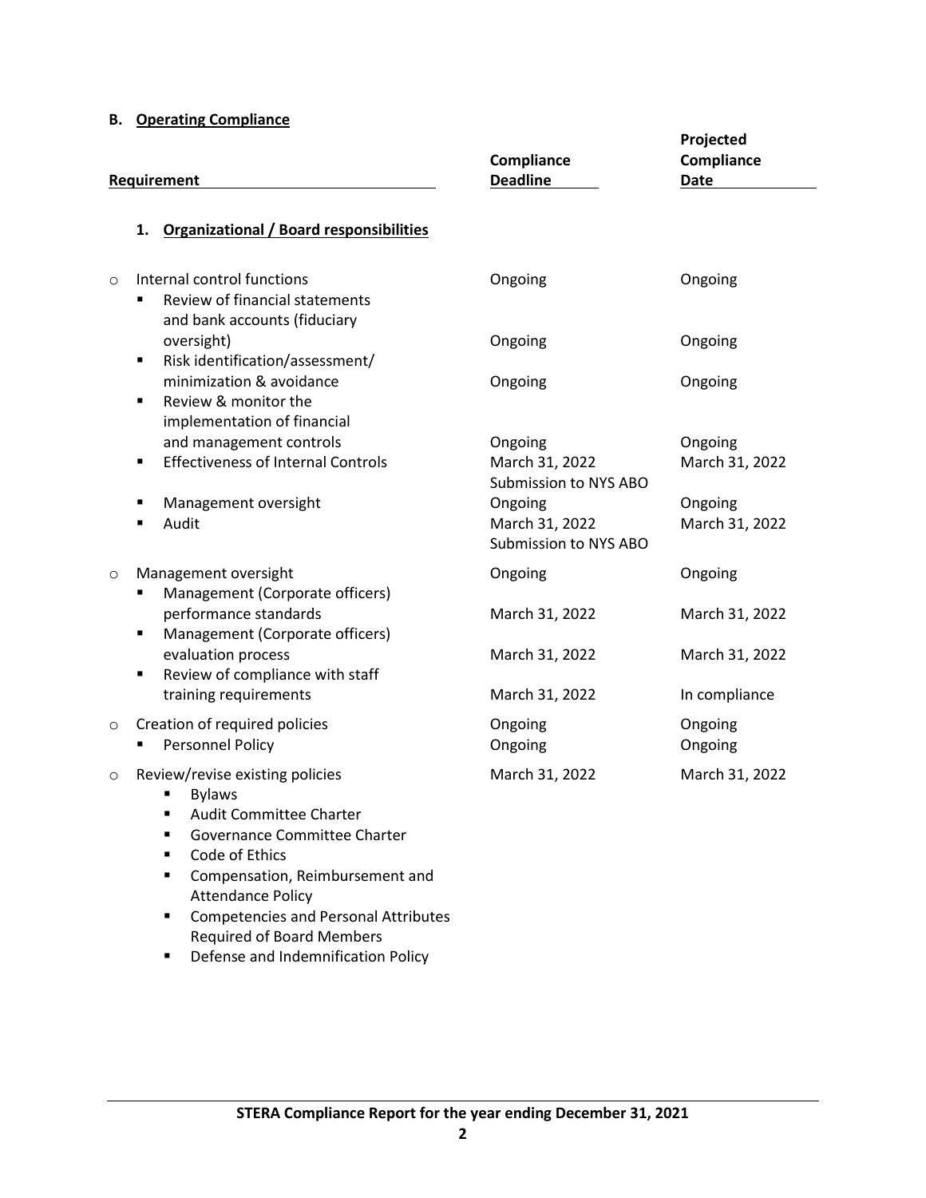### B. Operating Compliance

| Requirement | Compliance Deadline | Projected Compliance Date |
|---|---|---|
| **1. Organizational / Board responsibilities** | | |
| ○ Internal control functions | Ongoing | Ongoing |
| ▪ Review of financial statements and bank accounts (fiduciary oversight) | Ongoing | Ongoing |
| ▪ Risk identification/assessment/ minimization & avoidance | Ongoing | Ongoing |
| ▪ Review & monitor the implementation of financial and management controls | Ongoing | Ongoing |
| ▪ Effectiveness of Internal Controls | March 31, 2022 Submission to NYS ABO | March 31, 2022 |
| ▪ Management oversight | Ongoing | Ongoing |
| ▪ Audit | March 31, 2022 Submission to NYS ABO | March 31, 2022 |
| ○ Management oversight | Ongoing | Ongoing |
| ▪ Management (Corporate officers) performance standards | March 31, 2022 | March 31, 2022 |
| ▪ Management (Corporate officers) evaluation process | March 31, 2022 | March 31, 2022 |
| ▪ Review of compliance with staff training requirements | March 31, 2022 | In compliance |
| ○ Creation of required policies | Ongoing | Ongoing |
| ▪ Personnel Policy | Ongoing | Ongoing |
| ○ Review/revise existing policies | March 31, 2022 | March 31, 2022 |
| ▪ Bylaws | | |
| ▪ Audit Committee Charter | | |
| ▪ Governance Committee Charter | | |
| ▪ Code of Ethics | | |
| ▪ Compensation, Reimbursement and Attendance Policy | | |
| ▪ Competencies and Personal Attributes Required of Board Members | | |
| ▪ Defense and Indemnification Policy | | |

STERA Compliance Report for the year ending December 31, 2021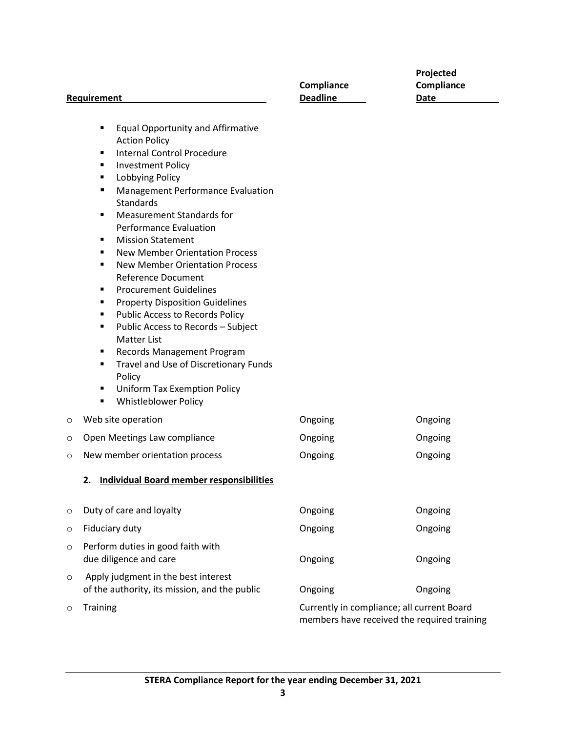| Requirement | Compliance Deadline | Projected Compliance Date |
|---|---|---|
| ▪ Equal Opportunity and Affirmative Action Policy<br>▪ Internal Control Procedure<br>▪ Investment Policy<br>▪ Lobbying Policy<br>▪ Management Performance Evaluation Standards<br>▪ Measurement Standards for Performance Evaluation<br>▪ Mission Statement<br>▪ New Member Orientation Process<br>▪ New Member Orientation Process Reference Document<br>▪ Procurement Guidelines<br>▪ Property Disposition Guidelines<br>▪ Public Access to Records Policy<br>▪ Public Access to Records – Subject Matter List<br>▪ Records Management Program<br>▪ Travel and Use of Discretionary Funds Policy<br>▪ Uniform Tax Exemption Policy<br>▪ Whistleblower Policy | | |
| ○ Web site operation | Ongoing | Ongoing |
| ○ Open Meetings Law compliance | Ongoing | Ongoing |
| ○ New member orientation process | Ongoing | Ongoing |
| **2. Individual Board member responsibilities** | | |
| ○ Duty of care and loyalty | Ongoing | Ongoing |
| ○ Fiduciary duty | Ongoing | Ongoing |
| ○ Perform duties in good faith with due diligence and care | Ongoing | Ongoing |
| ○ Apply judgment in the best interest of the authority, its mission, and the public | Ongoing | Ongoing |
| ○ Training | Currently in compliance; all current Board members have received the required training | |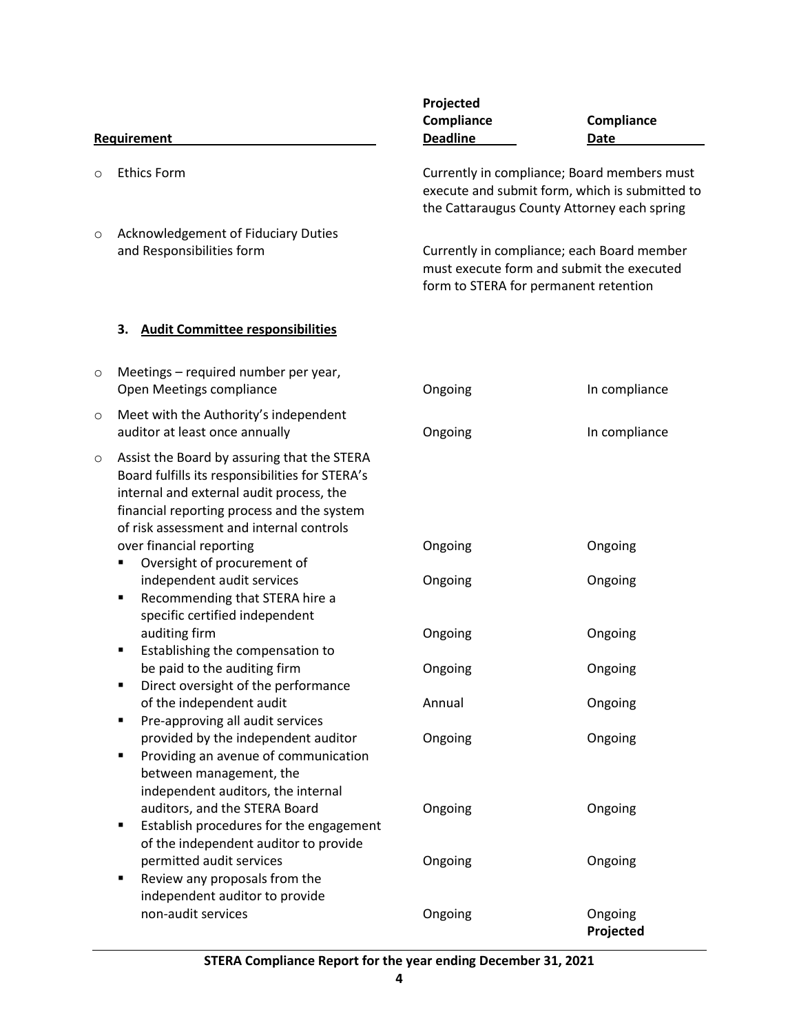| Requirement | Projected Compliance Deadline | Compliance Date |
|---|---|---|
| ○ Ethics Form | Currently in compliance; Board members must execute and submit form, which is submitted to the Cattaraugus County Attorney each spring | |
| ○ Acknowledgement of Fiduciary Duties and Responsibilities form | Currently in compliance; each Board member must execute form and submit the executed form to STERA for permanent retention | |
| **3. Audit Committee responsibilities** | | |
| ○ Meetings – required number per year, Open Meetings compliance | Ongoing | In compliance |
| ○ Meet with the Authority's independent auditor at least once annually | Ongoing | In compliance |
| ○ Assist the Board by assuring that the STERA Board fulfills its responsibilities for STERA's internal and external audit process, the financial reporting process and the system of risk assessment and internal controls over financial reporting | Ongoing | Ongoing |
| ▪ Oversight of procurement of independent audit services | Ongoing | Ongoing |
| ▪ Recommending that STERA hire a specific certified independent auditing firm | Ongoing | Ongoing |
| ▪ Establishing the compensation to be paid to the auditing firm | Ongoing | Ongoing |
| ▪ Direct oversight of the performance of the independent audit | Annual | Ongoing |
| ▪ Pre-approving all audit services provided by the independent auditor | Ongoing | Ongoing |
| ▪ Providing an avenue of communication between management, the independent auditors, the internal auditors, and the STERA Board | Ongoing | Ongoing |
| ▪ Establish procedures for the engagement of the independent auditor to provide permitted audit services | Ongoing | Ongoing |
| ▪ Review any proposals from the independent auditor to provide non-audit services | Ongoing | Ongoing |

**Projected**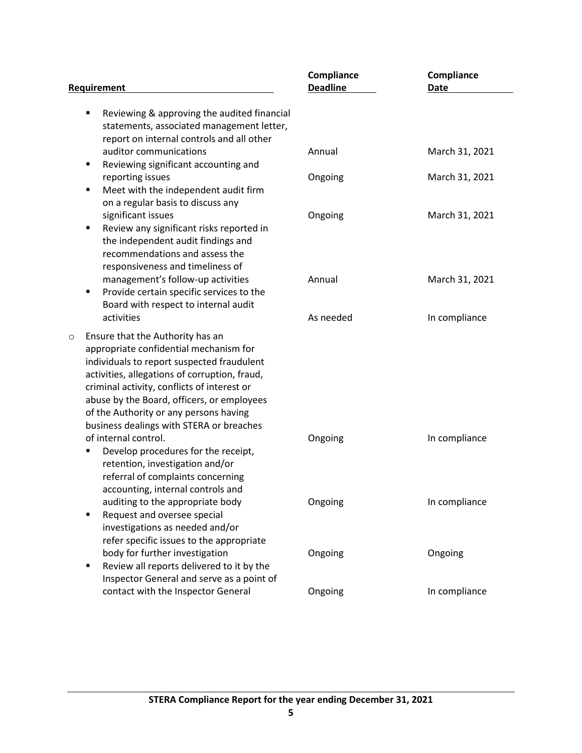| Requirement | Compliance Deadline | Compliance Date |
|---|---|---|
| ▪ Reviewing & approving the audited financial statements, associated management letter, report on internal controls and all other auditor communications | Annual | March 31, 2021 |
| ▪ Reviewing significant accounting and reporting issues | Ongoing | March 31, 2021 |
| ▪ Meet with the independent audit firm on a regular basis to discuss any significant issues | Ongoing | March 31, 2021 |
| ▪ Review any significant risks reported in the independent audit findings and recommendations and assess the responsiveness and timeliness of management's follow-up activities | Annual | March 31, 2021 |
| ▪ Provide certain specific services to the Board with respect to internal audit activities | As needed | In compliance |
| o Ensure that the Authority has an appropriate confidential mechanism for individuals to report suspected fraudulent activities, allegations of corruption, fraud, criminal activity, conflicts of interest or abuse by the Board, officers, or employees of the Authority or any persons having business dealings with STERA or breaches of internal control. | Ongoing | In compliance |
| ▪ Develop procedures for the receipt, retention, investigation and/or referral of complaints concerning accounting, internal controls and auditing to the appropriate body | Ongoing | In compliance |
| ▪ Request and oversee special investigations as needed and/or refer specific issues to the appropriate body for further investigation | Ongoing | Ongoing |
| ▪ Review all reports delivered to it by the Inspector General and serve as a point of contact with the Inspector General | Ongoing | In compliance |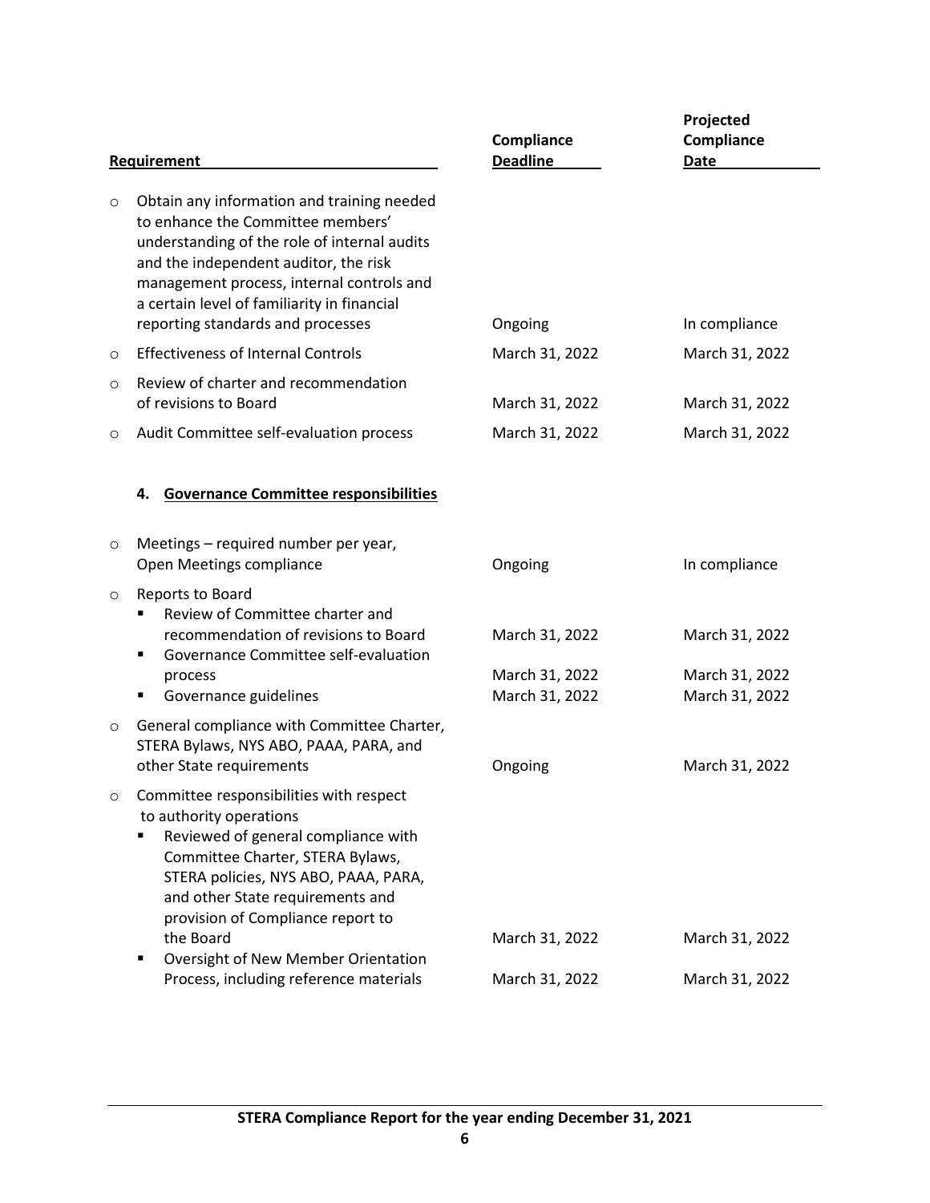| Requirement | Compliance Deadline | Projected Compliance Date |
|---|---|---|
| ○ Obtain any information and training needed to enhance the Committee members' understanding of the role of internal audits and the independent auditor, the risk management process, internal controls and a certain level of familiarity in financial reporting standards and processes | Ongoing | In compliance |
| ○ Effectiveness of Internal Controls | March 31, 2022 | March 31, 2022 |
| ○ Review of charter and recommendation of revisions to Board | March 31, 2022 | March 31, 2022 |
| ○ Audit Committee self-evaluation process | March 31, 2022 | March 31, 2022 |
| **4. Governance Committee responsibilities** | | |
| ○ Meetings – required number per year, Open Meetings compliance | Ongoing | In compliance |
| ○ Reports to Board | | |
| ▪ Review of Committee charter and recommendation of revisions to Board | March 31, 2022 | March 31, 2022 |
| ▪ Governance Committee self-evaluation process | March 31, 2022 | March 31, 2022 |
| ▪ Governance guidelines | March 31, 2022 | March 31, 2022 |
| ○ General compliance with Committee Charter, STERA Bylaws, NYS ABO, PAAA, PARA, and other State requirements | Ongoing | March 31, 2022 |
| ○ Committee responsibilities with respect to authority operations | | |
| ▪ Reviewed of general compliance with Committee Charter, STERA Bylaws, STERA policies, NYS ABO, PAAA, PARA, and other State requirements and provision of Compliance report to the Board | March 31, 2022 | March 31, 2022 |
| ▪ Oversight of New Member Orientation Process, including reference materials | March 31, 2022 | March 31, 2022 |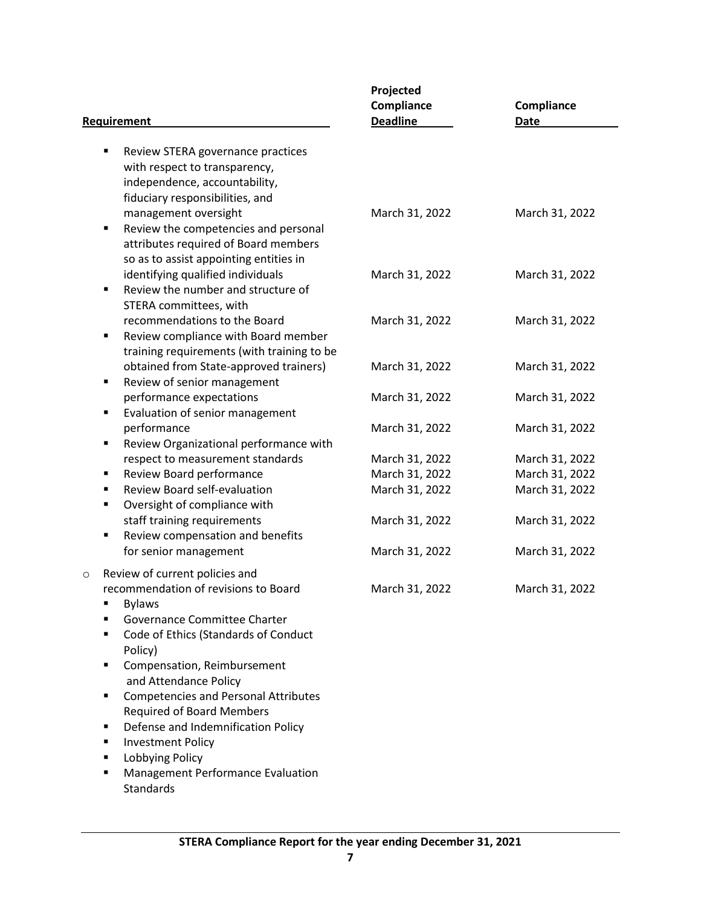| Requirement | Projected Compliance Deadline | Compliance Date |
|---|---|---|
| ▪ Review STERA governance practices with respect to transparency, independence, accountability, fiduciary responsibilities, and management oversight | March 31, 2022 | March 31, 2022 |
| ▪ Review the competencies and personal attributes required of Board members so as to assist appointing entities in identifying qualified individuals | March 31, 2022 | March 31, 2022 |
| ▪ Review the number and structure of STERA committees, with recommendations to the Board | March 31, 2022 | March 31, 2022 |
| ▪ Review compliance with Board member training requirements (with training to be obtained from State-approved trainers) | March 31, 2022 | March 31, 2022 |
| ▪ Review of senior management performance expectations | March 31, 2022 | March 31, 2022 |
| ▪ Evaluation of senior management performance | March 31, 2022 | March 31, 2022 |
| ▪ Review Organizational performance with respect to measurement standards | March 31, 2022 | March 31, 2022 |
| ▪ Review Board performance | March 31, 2022 | March 31, 2022 |
| ▪ Review Board self-evaluation | March 31, 2022 | March 31, 2022 |
| ▪ Oversight of compliance with staff training requirements | March 31, 2022 | March 31, 2022 |
| ▪ Review compensation and benefits for senior management | March 31, 2022 | March 31, 2022 |
| o Review of current policies and recommendation of revisions to Board | March 31, 2022 | March 31, 2022 |
| ▪ Bylaws | | |
| ▪ Governance Committee Charter | | |
| ▪ Code of Ethics (Standards of Conduct Policy) | | |
| ▪ Compensation, Reimbursement and Attendance Policy | | |
| ▪ Competencies and Personal Attributes Required of Board Members | | |
| ▪ Defense and Indemnification Policy | | |
| ▪ Investment Policy | | |
| ▪ Lobbying Policy | | |
| ▪ Management Performance Evaluation Standards | | |

**STERA Compliance Report for the year ending December 31, 2021**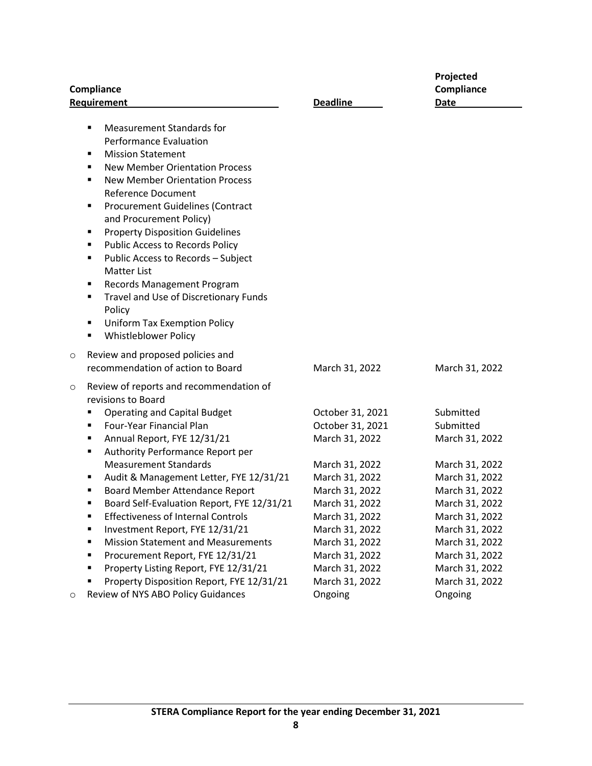| Compliance Requirement | Deadline | Projected Compliance Date |
|---|---|---|
| ▪ Measurement Standards for Performance Evaluation | | |
| ▪ Mission Statement | | |
| ▪ New Member Orientation Process | | |
| ▪ New Member Orientation Process Reference Document | | |
| ▪ Procurement Guidelines (Contract and Procurement Policy) | | |
| ▪ Property Disposition Guidelines | | |
| ▪ Public Access to Records Policy | | |
| ▪ Public Access to Records – Subject Matter List | | |
| ▪ Records Management Program | | |
| ▪ Travel and Use of Discretionary Funds Policy | | |
| ▪ Uniform Tax Exemption Policy | | |
| ▪ Whistleblower Policy | | |
| ○ Review and proposed policies and recommendation of action to Board | March 31, 2022 | March 31, 2022 |
| ○ Review of reports and recommendation of revisions to Board | | |
| ▪ Operating and Capital Budget | October 31, 2021 | Submitted |
| ▪ Four-Year Financial Plan | October 31, 2021 | Submitted |
| ▪ Annual Report, FYE 12/31/21 | March 31, 2022 | March 31, 2022 |
| ▪ Authority Performance Report per Measurement Standards | March 31, 2022 | March 31, 2022 |
| ▪ Audit & Management Letter, FYE 12/31/21 | March 31, 2022 | March 31, 2022 |
| ▪ Board Member Attendance Report | March 31, 2022 | March 31, 2022 |
| ▪ Board Self-Evaluation Report, FYE 12/31/21 | March 31, 2022 | March 31, 2022 |
| ▪ Effectiveness of Internal Controls | March 31, 2022 | March 31, 2022 |
| ▪ Investment Report, FYE 12/31/21 | March 31, 2022 | March 31, 2022 |
| ▪ Mission Statement and Measurements | March 31, 2022 | March 31, 2022 |
| ▪ Procurement Report, FYE 12/31/21 | March 31, 2022 | March 31, 2022 |
| ▪ Property Listing Report, FYE 12/31/21 | March 31, 2022 | March 31, 2022 |
| ▪ Property Disposition Report, FYE 12/31/21 | March 31, 2022 | March 31, 2022 |
| ○ Review of NYS ABO Policy Guidances | Ongoing | Ongoing |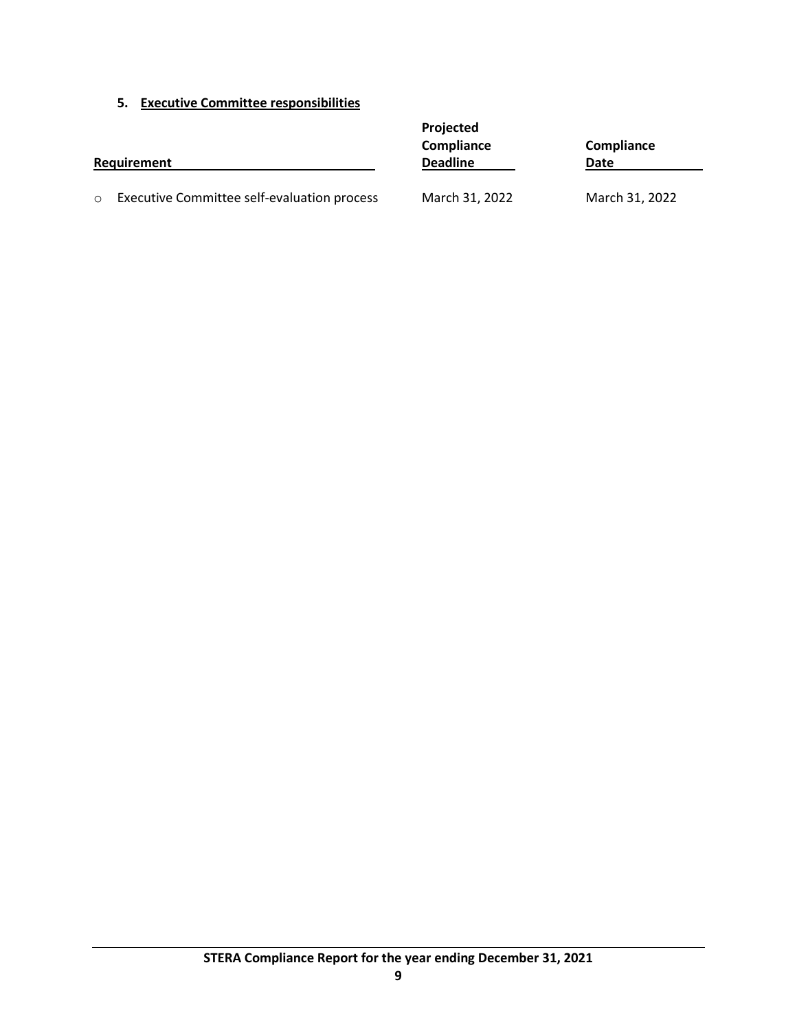### 5. Executive Committee responsibilities

| Requirement | Projected Compliance Deadline | Compliance Date |
|---|---|---|
| Executive Committee self-evaluation process | March 31, 2022 | March 31, 2022 |